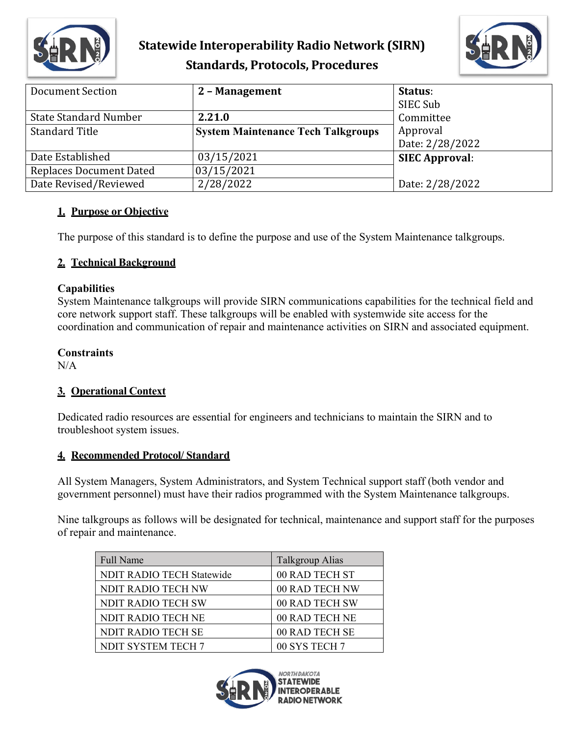# Statewide Interoperability Radio Network (SIRN)
## Standards, Protocols, Procedures

| Document Section | **2 – Management** | **Status**: SIEC Sub Committee Approval Date: 2/28/2022 |
|---|---|---|
| State Standard Number | **2.21.0** | |
| Standard Title | **System Maintenance Tech Talkgroups** | |
| Date Established | 03/15/2021 | **SIEC Approval**: Date: 2/28/2022 |
| Replaces Document Dated | 03/15/2021 | |
| Date Revised/Reviewed | 2/28/2022 | |

### 1. Purpose or Objective

The purpose of this standard is to define the purpose and use of the System Maintenance talkgroups.

### 2. Technical Background

**Capabilities**
System Maintenance talkgroups will provide SIRN communications capabilities for the technical field and core network support staff. These talkgroups will be enabled with systemwide site access for the coordination and communication of repair and maintenance activities on SIRN and associated equipment.

**Constraints**
N/A

### 3. Operational Context

Dedicated radio resources are essential for engineers and technicians to maintain the SIRN and to troubleshoot system issues.

### 4. Recommended Protocol/ Standard

All System Managers, System Administrators, and System Technical support staff (both vendor and government personnel) must have their radios programmed with the System Maintenance talkgroups.

Nine talkgroups as follows will be designated for technical, maintenance and support staff for the purposes of repair and maintenance.

| Full Name | Talkgroup Alias |
|---|---|
| NDIT RADIO TECH Statewide | 00 RAD TECH ST |
| NDIT RADIO TECH NW | 00 RAD TECH NW |
| NDIT RADIO TECH SW | 00 RAD TECH SW |
| NDIT RADIO TECH NE | 00 RAD TECH NE |
| NDIT RADIO TECH SE | 00 RAD TECH SE |
| NDIT SYSTEM TECH 7 | 00 SYS TECH 7 |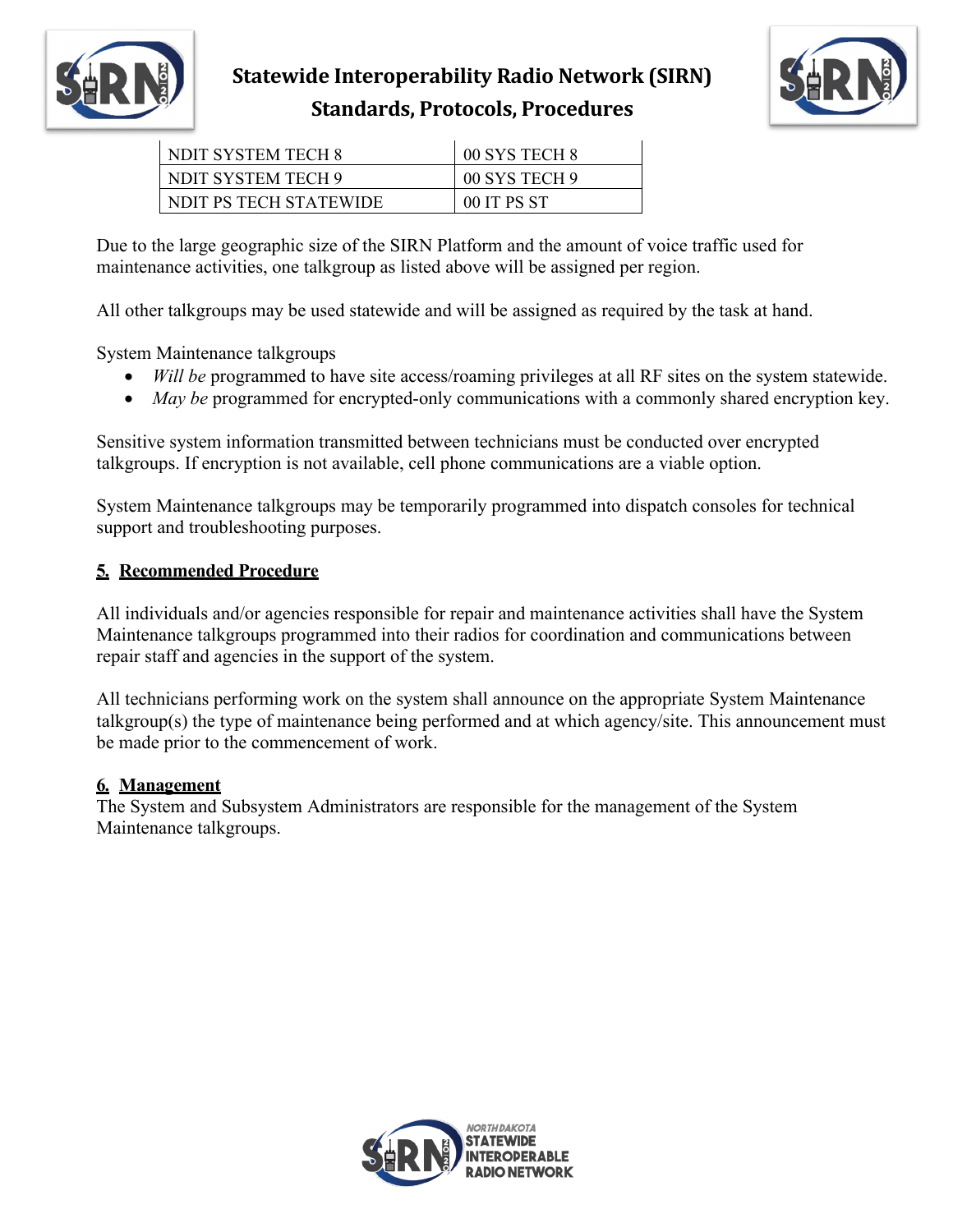| | |
|---|---|
| NDIT SYSTEM TECH 8 | 00 SYS TECH 8 |
| NDIT SYSTEM TECH 9 | 00 SYS TECH 9 |
| NDIT PS TECH STATEWIDE | 00 IT PS ST |

Due to the large geographic size of the SIRN Platform and the amount of voice traffic used for maintenance activities, one talkgroup as listed above will be assigned per region.

All other talkgroups may be used statewide and will be assigned as required by the task at hand.

System Maintenance talkgroups

- *Will be* programmed to have site access/roaming privileges at all RF sites on the system statewide.
- *May be* programmed for encrypted-only communications with a commonly shared encryption key.

Sensitive system information transmitted between technicians must be conducted over encrypted talkgroups. If encryption is not available, cell phone communications are a viable option.

System Maintenance talkgroups may be temporarily programmed into dispatch consoles for technical support and troubleshooting purposes.

## 5. Recommended Procedure

All individuals and/or agencies responsible for repair and maintenance activities shall have the System Maintenance talkgroups programmed into their radios for coordination and communications between repair staff and agencies in the support of the system.

All technicians performing work on the system shall announce on the appropriate System Maintenance talkgroup(s) the type of maintenance being performed and at which agency/site. This announcement must be made prior to the commencement of work.

## 6. Management

The System and Subsystem Administrators are responsible for the management of the System Maintenance talkgroups.